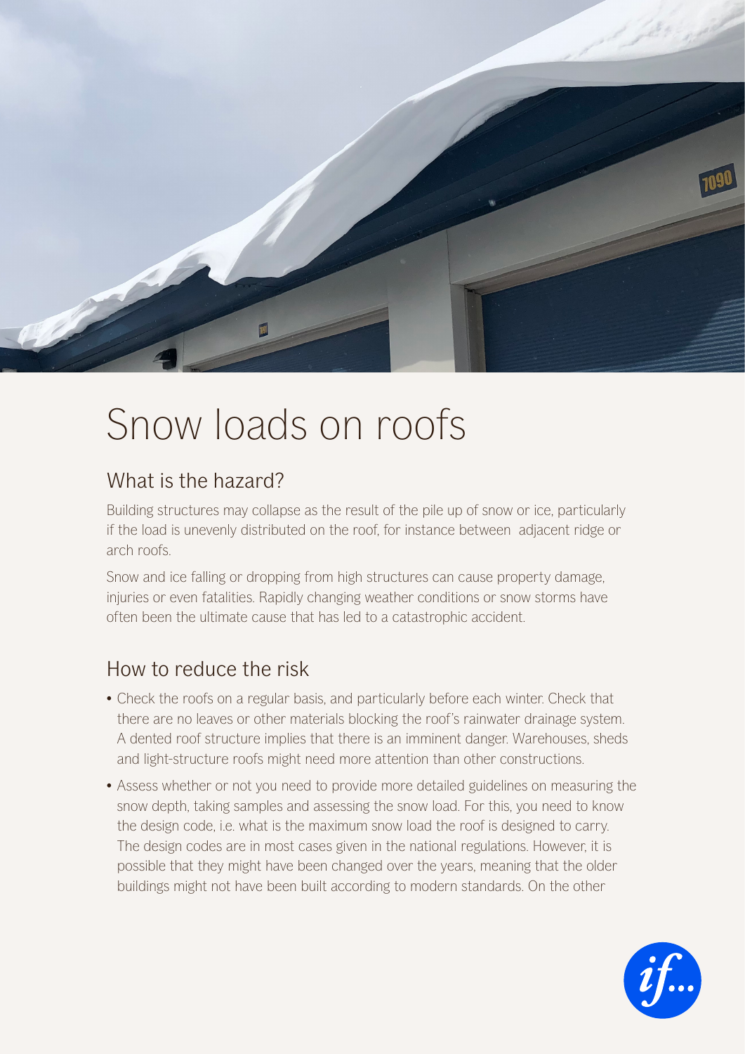# Snow loads on roofs

## What is the hazard?

Building structures may collapse as the result of the pile up of snow or ice, particularly if the load is unevenly distributed on the roof, for instance between adjacent ridge or arch roofs.

Snow and ice falling or dropping from high structures can cause property damage, injuries or even fatalities. Rapidly changing weather conditions or snow storms have often been the ultimate cause that has led to a catastrophic accident.

## How to reduce the risk

- Check the roofs on a regular basis, and particularly before each winter. Check that there are no leaves or other materials blocking the roof's rainwater drainage system. A dented roof structure implies that there is an imminent danger. Warehouses, sheds and light-structure roofs might need more attention than other constructions.
- Assess whether or not you need to provide more detailed guidelines on measuring the snow depth, taking samples and assessing the snow load. For this, you need to know the design code, i.e. what is the maximum snow load the roof is designed to carry. The design codes are in most cases given in the national regulations. However, it is possible that they might have been changed over the years, meaning that the older buildings might not have been built according to modern standards. On the other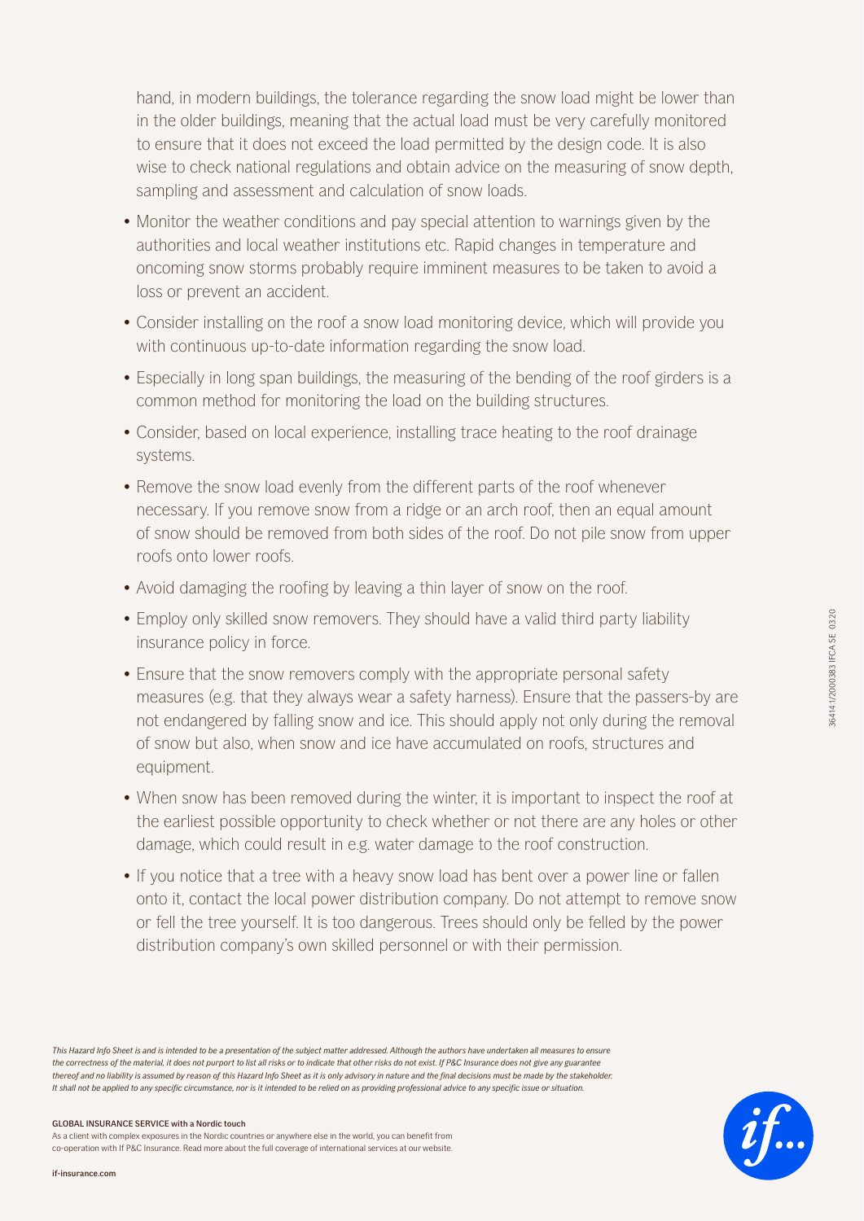hand, in modern buildings, the tolerance regarding the snow load might be lower than in the older buildings, meaning that the actual load must be very carefully monitored to ensure that it does not exceed the load permitted by the design code. It is also wise to check national regulations and obtain advice on the measuring of snow depth, sampling and assessment and calculation of snow loads.

- Monitor the weather conditions and pay special attention to warnings given by the authorities and local weather institutions etc. Rapid changes in temperature and oncoming snow storms probably require imminent measures to be taken to avoid a loss or prevent an accident.
- Consider installing on the roof a snow load monitoring device, which will provide you with continuous up-to-date information regarding the snow load.
- Especially in long span buildings, the measuring of the bending of the roof girders is a common method for monitoring the load on the building structures.
- Consider, based on local experience, installing trace heating to the roof drainage systems.
- Remove the snow load evenly from the different parts of the roof whenever necessary. If you remove snow from a ridge or an arch roof, then an equal amount of snow should be removed from both sides of the roof. Do not pile snow from upper roofs onto lower roofs.
- Avoid damaging the roofing by leaving a thin layer of snow on the roof.
- Employ only skilled snow removers. They should have a valid third party liability insurance policy in force.
- Ensure that the snow removers comply with the appropriate personal safety measures (e.g. that they always wear a safety harness). Ensure that the passers-by are not endangered by falling snow and ice. This should apply not only during the removal of snow but also, when snow and ice have accumulated on roofs, structures and equipment.
- When snow has been removed during the winter, it is important to inspect the roof at the earliest possible opportunity to check whether or not there are any holes or other damage, which could result in e.g. water damage to the roof construction.
- If you notice that a tree with a heavy snow load has bent over a power line or fallen onto it, contact the local power distribution company. Do not attempt to remove snow or fell the tree yourself. It is too dangerous. Trees should only be felled by the power distribution company's own skilled personnel or with their permission.

*This Hazard Info Sheet is and is intended to be a presentation of the subject matter addressed. Although the authors have undertaken all measures to ensure the correctness of the material, it does not purport to list all risks or to indicate that other risks do not exist. If P&C Insurance does not give any guarantee thereof and no liability is assumed by reason of this Hazard Info Sheet as it is only advisory in nature and the final decisions must be made by the stakeholder. It shall not be applied to any specific circumstance, nor is it intended to be relied on as providing professional advice to any specific issue or situation.*

**GLOBAL INSURANCE SERVICE with a Nordic touch**

As a client with complex exposures in the Nordic countries or anywhere else in the world, you can benefit from co-operation with If P&C Insurance. Read more about the full coverage of international services at our website.

**if-insurance.com**

364141/2000383 IFCA SE 03.20